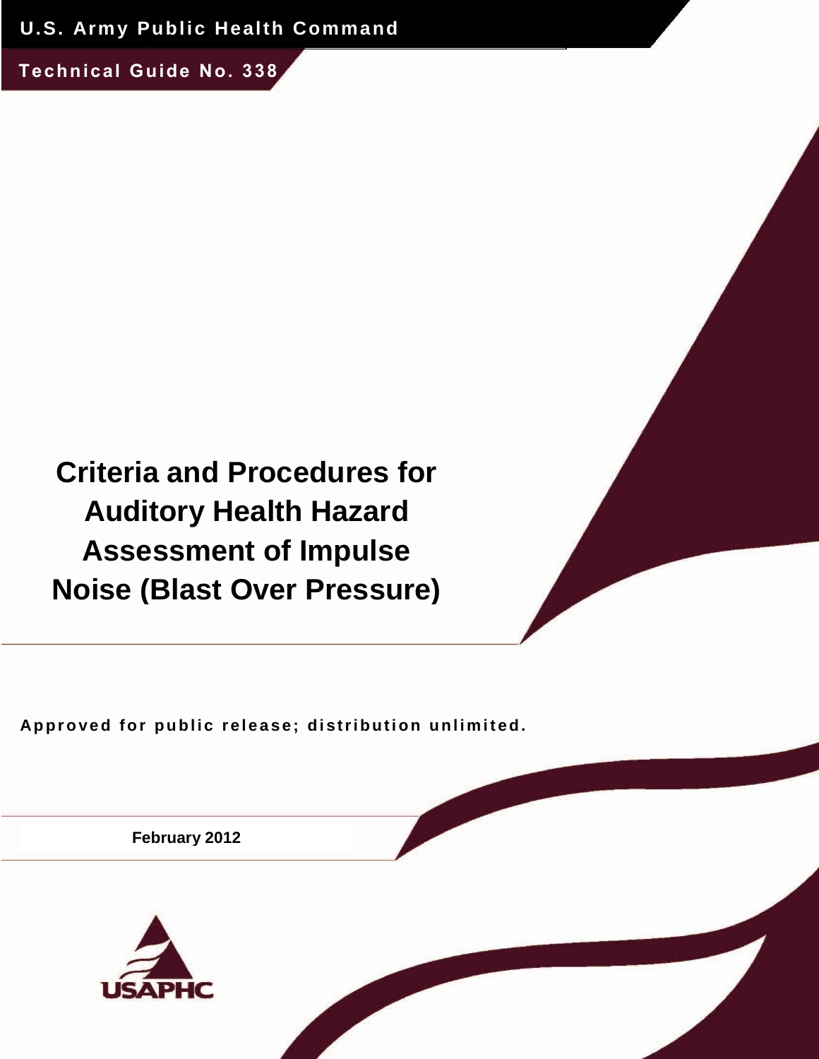U.S. Army Public Health Command

Technical Guide No. 338

# Criteria and Procedures for Auditory Health Hazard Assessment of Impulse Noise (Blast Over Pressure)

**Approved for public release; distribution unlimited.**

**February 2012**

USAPHC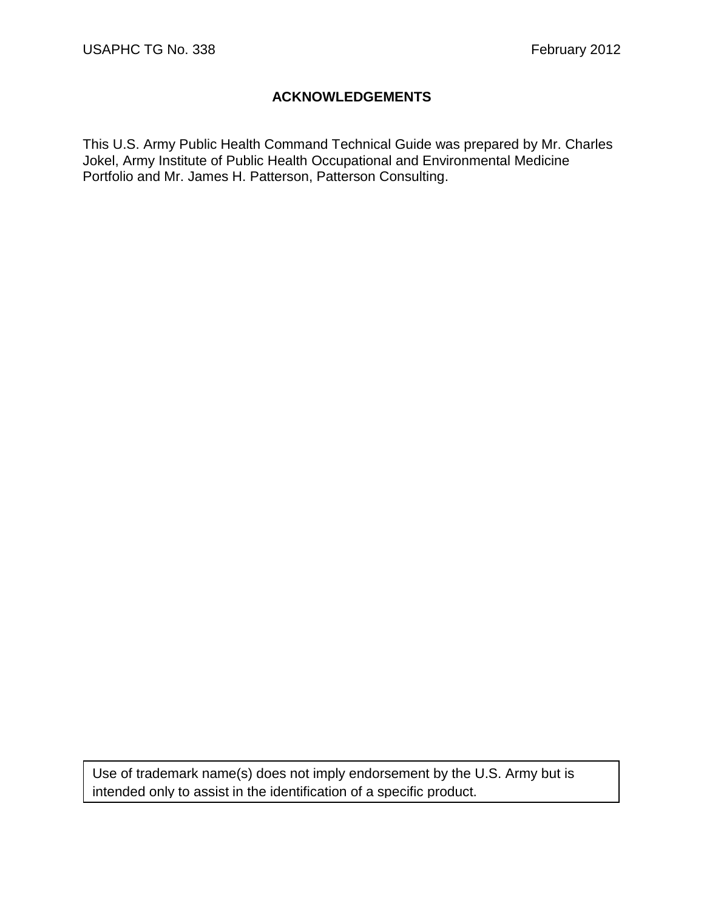## ACKNOWLEDGEMENTS

This U.S. Army Public Health Command Technical Guide was prepared by Mr. Charles Jokel, Army Institute of Public Health Occupational and Environmental Medicine Portfolio and Mr. James H. Patterson, Patterson Consulting.

Use of trademark name(s) does not imply endorsement by the U.S. Army but is intended only to assist in the identification of a specific product.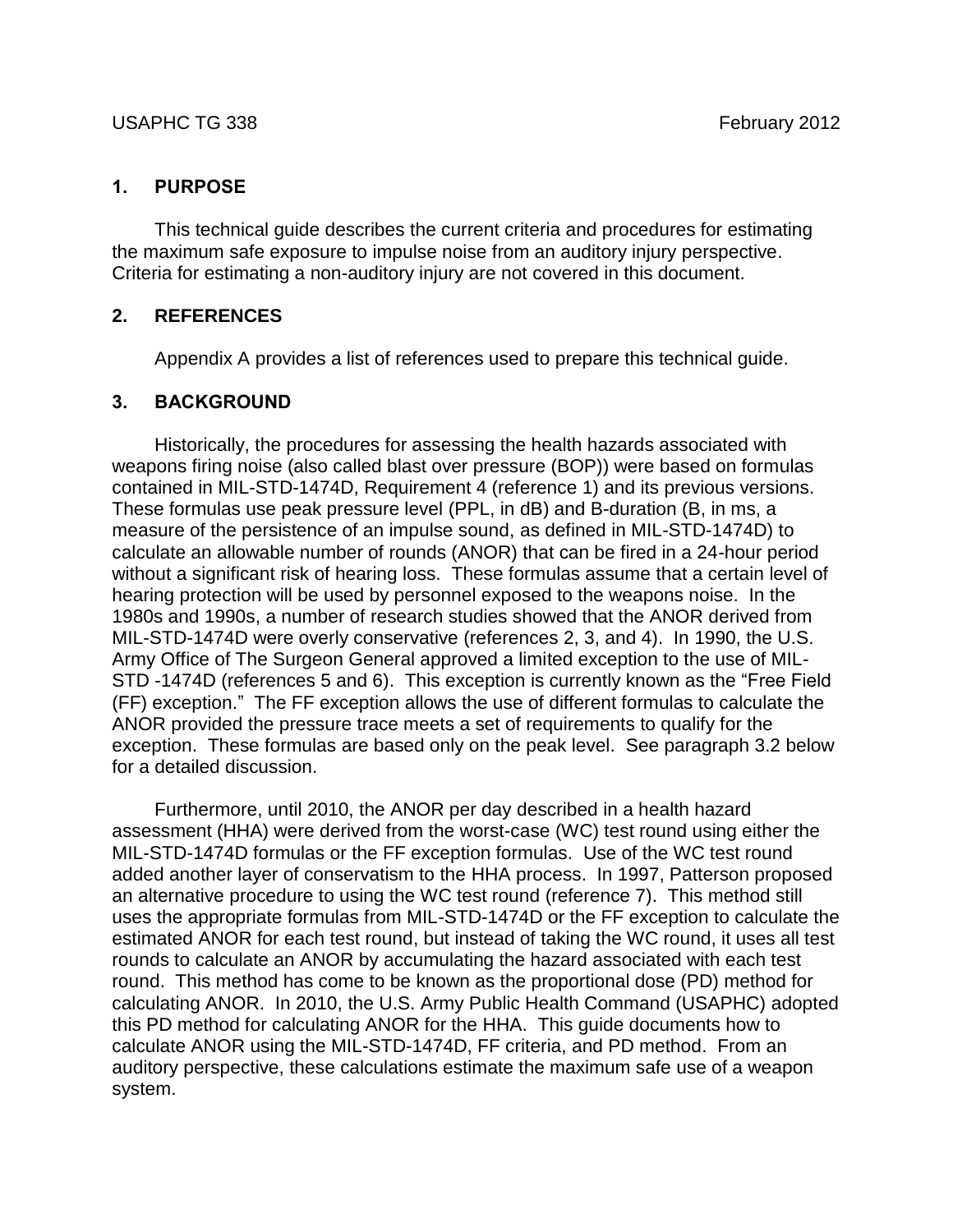## 1. PURPOSE

This technical guide describes the current criteria and procedures for estimating the maximum safe exposure to impulse noise from an auditory injury perspective. Criteria for estimating a non-auditory injury are not covered in this document.

## 2. REFERENCES

Appendix A provides a list of references used to prepare this technical guide.

## 3. BACKGROUND

Historically, the procedures for assessing the health hazards associated with weapons firing noise (also called blast over pressure (BOP)) were based on formulas contained in MIL-STD-1474D, Requirement 4 (reference 1) and its previous versions. These formulas use peak pressure level (PPL, in dB) and B-duration (B, in ms, a measure of the persistence of an impulse sound, as defined in MIL-STD-1474D) to calculate an allowable number of rounds (ANOR) that can be fired in a 24-hour period without a significant risk of hearing loss. These formulas assume that a certain level of hearing protection will be used by personnel exposed to the weapons noise. In the 1980s and 1990s, a number of research studies showed that the ANOR derived from MIL-STD-1474D were overly conservative (references 2, 3, and 4). In 1990, the U.S. Army Office of The Surgeon General approved a limited exception to the use of MIL-STD -1474D (references 5 and 6). This exception is currently known as the "Free Field (FF) exception." The FF exception allows the use of different formulas to calculate the ANOR provided the pressure trace meets a set of requirements to qualify for the exception. These formulas are based only on the peak level. See paragraph 3.2 below for a detailed discussion.

Furthermore, until 2010, the ANOR per day described in a health hazard assessment (HHA) were derived from the worst-case (WC) test round using either the MIL-STD-1474D formulas or the FF exception formulas. Use of the WC test round added another layer of conservatism to the HHA process. In 1997, Patterson proposed an alternative procedure to using the WC test round (reference 7). This method still uses the appropriate formulas from MIL-STD-1474D or the FF exception to calculate the estimated ANOR for each test round, but instead of taking the WC round, it uses all test rounds to calculate an ANOR by accumulating the hazard associated with each test round. This method has come to be known as the proportional dose (PD) method for calculating ANOR. In 2010, the U.S. Army Public Health Command (USAPHC) adopted this PD method for calculating ANOR for the HHA. This guide documents how to calculate ANOR using the MIL-STD-1474D, FF criteria, and PD method. From an auditory perspective, these calculations estimate the maximum safe use of a weapon system.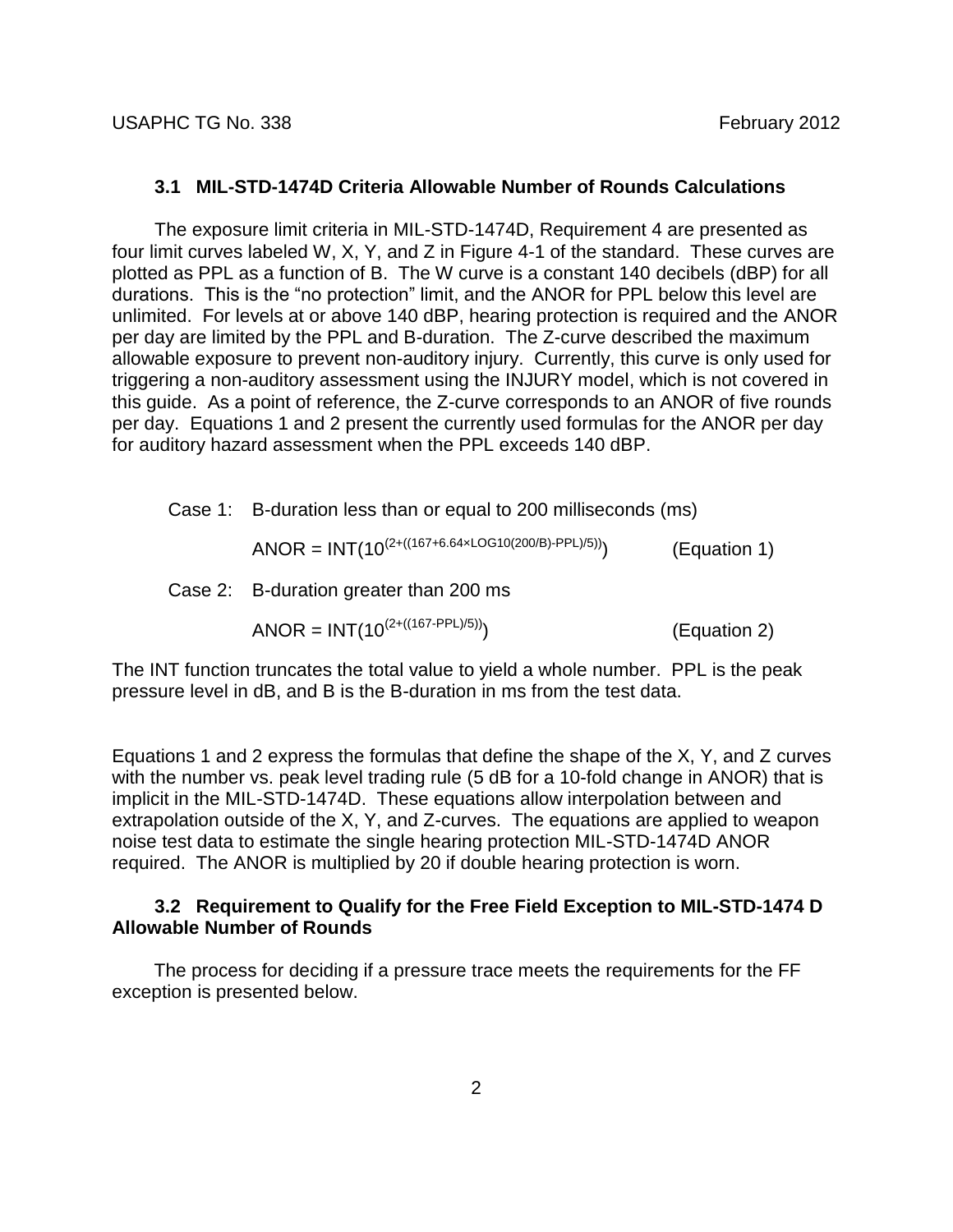### 3.1 MIL-STD-1474D Criteria Allowable Number of Rounds Calculations

The exposure limit criteria in MIL-STD-1474D, Requirement 4 are presented as four limit curves labeled W, X, Y, and Z in Figure 4-1 of the standard. These curves are plotted as PPL as a function of B. The W curve is a constant 140 decibels (dBP) for all durations. This is the "no protection" limit, and the ANOR for PPL below this level are unlimited. For levels at or above 140 dBP, hearing protection is required and the ANOR per day are limited by the PPL and B-duration. The Z-curve described the maximum allowable exposure to prevent non-auditory injury. Currently, this curve is only used for triggering a non-auditory assessment using the INJURY model, which is not covered in this guide. As a point of reference, the Z-curve corresponds to an ANOR of five rounds per day. Equations 1 and 2 present the currently used formulas for the ANOR per day for auditory hazard assessment when the PPL exceeds 140 dBP.

Case 1: B-duration less than or equal to 200 milliseconds (ms)

$$\text{ANOR} = \text{INT}(10^{(2+((167+6.64\times \text{LOG10}(200/B)-\text{PPL})/5))}) \quad \text{(Equation 1)}$$

Case 2: B-duration greater than 200 ms

$$\text{ANOR} = \text{INT}(10^{(2+((167-\text{PPL})/5))}) \quad \text{(Equation 2)}$$

The INT function truncates the total value to yield a whole number. PPL is the peak pressure level in dB, and B is the B-duration in ms from the test data.

Equations 1 and 2 express the formulas that define the shape of the X, Y, and Z curves with the number vs. peak level trading rule (5 dB for a 10-fold change in ANOR) that is implicit in the MIL-STD-1474D. These equations allow interpolation between and extrapolation outside of the X, Y, and Z-curves. The equations are applied to weapon noise test data to estimate the single hearing protection MIL-STD-1474D ANOR required. The ANOR is multiplied by 20 if double hearing protection is worn.

### 3.2 Requirement to Qualify for the Free Field Exception to MIL-STD-1474 D Allowable Number of Rounds

The process for deciding if a pressure trace meets the requirements for the FF exception is presented below.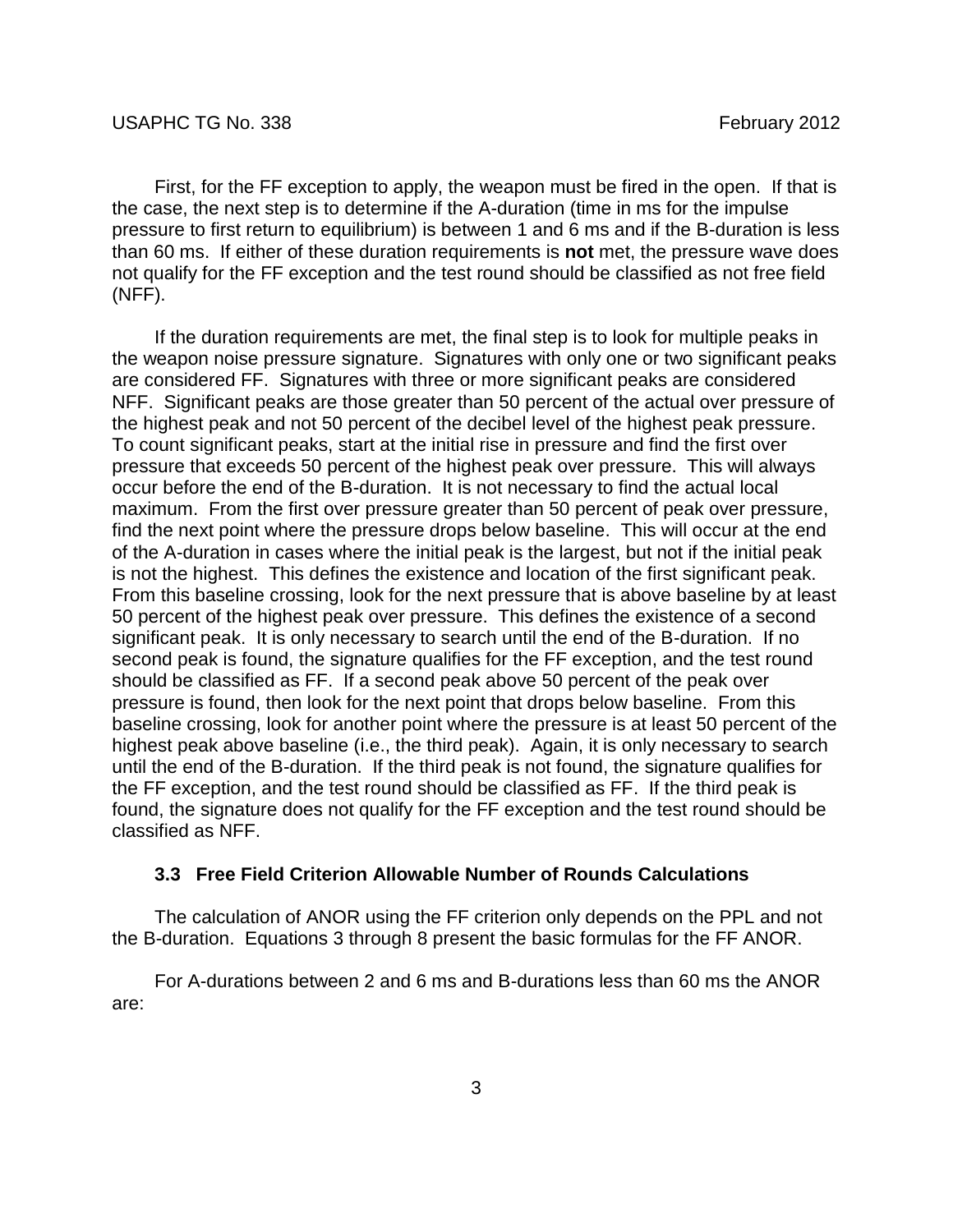First, for the FF exception to apply, the weapon must be fired in the open. If that is the case, the next step is to determine if the A-duration (time in ms for the impulse pressure to first return to equilibrium) is between 1 and 6 ms and if the B-duration is less than 60 ms. If either of these duration requirements is **not** met, the pressure wave does not qualify for the FF exception and the test round should be classified as not free field (NFF).

If the duration requirements are met, the final step is to look for multiple peaks in the weapon noise pressure signature. Signatures with only one or two significant peaks are considered FF. Signatures with three or more significant peaks are considered NFF. Significant peaks are those greater than 50 percent of the actual over pressure of the highest peak and not 50 percent of the decibel level of the highest peak pressure. To count significant peaks, start at the initial rise in pressure and find the first over pressure that exceeds 50 percent of the highest peak over pressure. This will always occur before the end of the B-duration. It is not necessary to find the actual local maximum. From the first over pressure greater than 50 percent of peak over pressure, find the next point where the pressure drops below baseline. This will occur at the end of the A-duration in cases where the initial peak is the largest, but not if the initial peak is not the highest. This defines the existence and location of the first significant peak. From this baseline crossing, look for the next pressure that is above baseline by at least 50 percent of the highest peak over pressure. This defines the existence of a second significant peak. It is only necessary to search until the end of the B-duration. If no second peak is found, the signature qualifies for the FF exception, and the test round should be classified as FF. If a second peak above 50 percent of the peak over pressure is found, then look for the next point that drops below baseline. From this baseline crossing, look for another point where the pressure is at least 50 percent of the highest peak above baseline (i.e., the third peak). Again, it is only necessary to search until the end of the B-duration. If the third peak is not found, the signature qualifies for the FF exception, and the test round should be classified as FF. If the third peak is found, the signature does not qualify for the FF exception and the test round should be classified as NFF.

### 3.3 Free Field Criterion Allowable Number of Rounds Calculations

The calculation of ANOR using the FF criterion only depends on the PPL and not the B-duration. Equations 3 through 8 present the basic formulas for the FF ANOR.

For A-durations between 2 and 6 ms and B-durations less than 60 ms the ANOR are: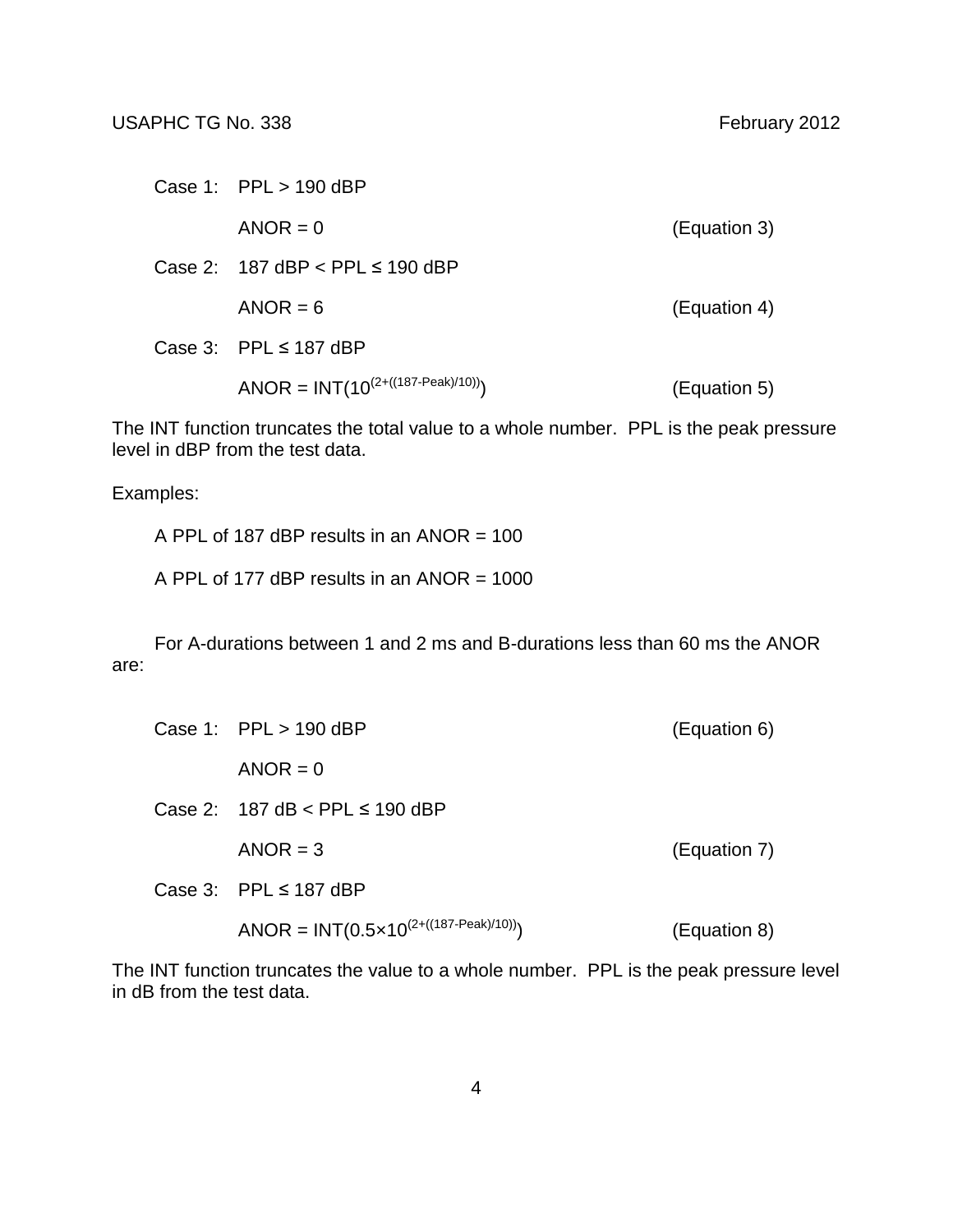Case 1: PPL > 190 dBP

$$\text{ANOR} = 0 \quad \text{(Equation 3)}$$

Case 2: 187 dBP < PPL ≤ 190 dBP

$$\text{ANOR} = 6 \quad \text{(Equation 4)}$$

Case 3: PPL ≤ 187 dBP

$$\text{ANOR} = \text{INT}(10^{(2+((187-\text{Peak})/10))}) \quad \text{(Equation 5)}$$

The INT function truncates the total value to a whole number. PPL is the peak pressure level in dBP from the test data.

Examples:

A PPL of 187 dBP results in an ANOR = 100

A PPL of 177 dBP results in an ANOR = 1000

For A-durations between 1 and 2 ms and B-durations less than 60 ms the ANOR are:

Case 1: PPL > 190 dBP (Equation 6)

$$\text{ANOR} = 0$$

Case 2: 187 dB < PPL ≤ 190 dBP

$$\text{ANOR} = 3 \quad \text{(Equation 7)}$$

Case 3: PPL ≤ 187 dBP

$$\text{ANOR} = \text{INT}(0.5\times10^{(2+((187-\text{Peak})/10))}) \quad \text{(Equation 8)}$$

The INT function truncates the value to a whole number. PPL is the peak pressure level in dB from the test data.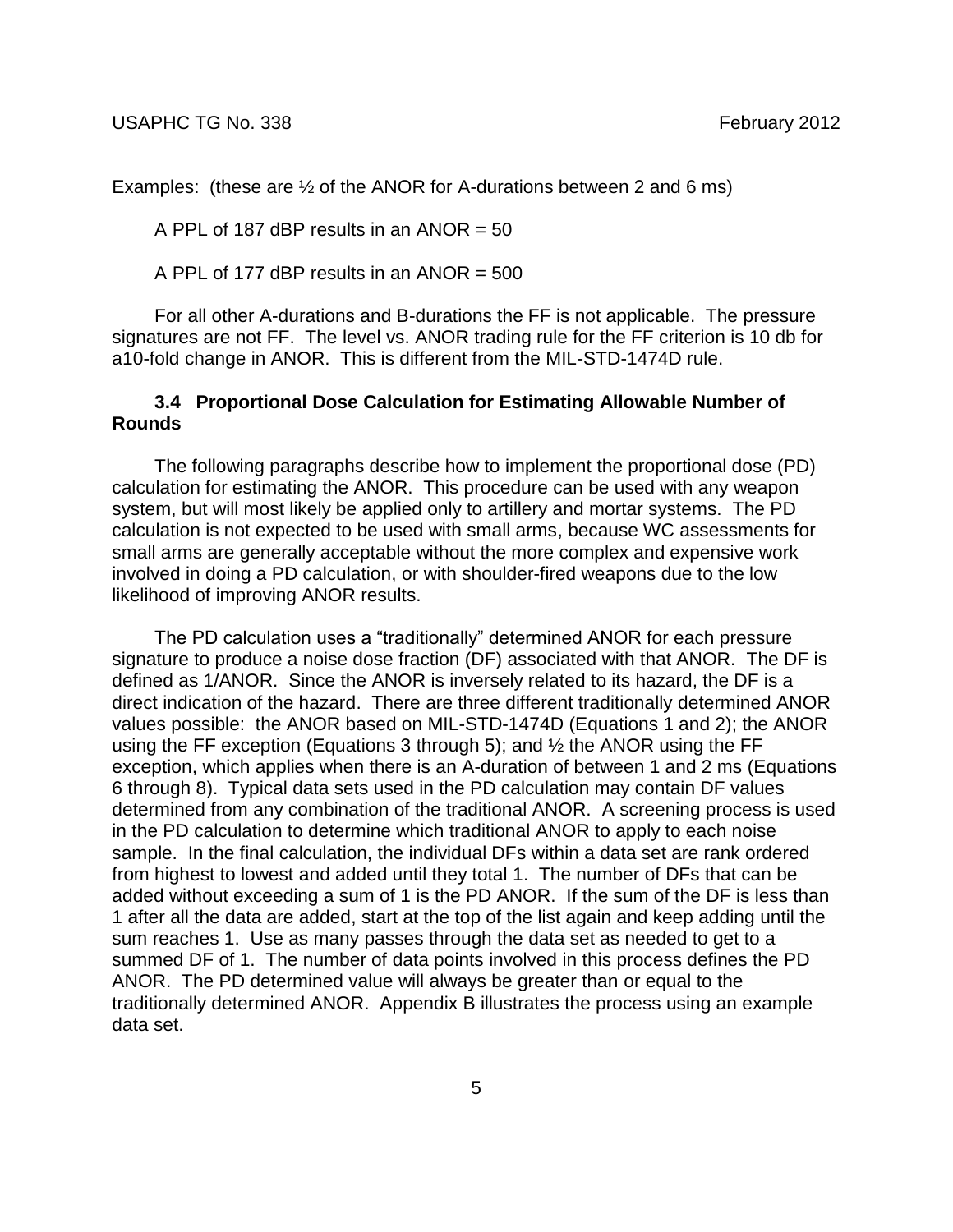Examples: (these are ½ of the ANOR for A-durations between 2 and 6 ms)

A PPL of 187 dBP results in an ANOR = 50

A PPL of 177 dBP results in an ANOR = 500

For all other A-durations and B-durations the FF is not applicable. The pressure signatures are not FF. The level vs. ANOR trading rule for the FF criterion is 10 db for a10-fold change in ANOR. This is different from the MIL-STD-1474D rule.

### 3.4 Proportional Dose Calculation for Estimating Allowable Number of Rounds

The following paragraphs describe how to implement the proportional dose (PD) calculation for estimating the ANOR. This procedure can be used with any weapon system, but will most likely be applied only to artillery and mortar systems. The PD calculation is not expected to be used with small arms, because WC assessments for small arms are generally acceptable without the more complex and expensive work involved in doing a PD calculation, or with shoulder-fired weapons due to the low likelihood of improving ANOR results.

The PD calculation uses a "traditionally" determined ANOR for each pressure signature to produce a noise dose fraction (DF) associated with that ANOR. The DF is defined as 1/ANOR. Since the ANOR is inversely related to its hazard, the DF is a direct indication of the hazard. There are three different traditionally determined ANOR values possible: the ANOR based on MIL-STD-1474D (Equations 1 and 2); the ANOR using the FF exception (Equations 3 through 5); and ½ the ANOR using the FF exception, which applies when there is an A-duration of between 1 and 2 ms (Equations 6 through 8). Typical data sets used in the PD calculation may contain DF values determined from any combination of the traditional ANOR. A screening process is used in the PD calculation to determine which traditional ANOR to apply to each noise sample. In the final calculation, the individual DFs within a data set are rank ordered from highest to lowest and added until they total 1. The number of DFs that can be added without exceeding a sum of 1 is the PD ANOR. If the sum of the DF is less than 1 after all the data are added, start at the top of the list again and keep adding until the sum reaches 1. Use as many passes through the data set as needed to get to a summed DF of 1. The number of data points involved in this process defines the PD ANOR. The PD determined value will always be greater than or equal to the traditionally determined ANOR. Appendix B illustrates the process using an example data set.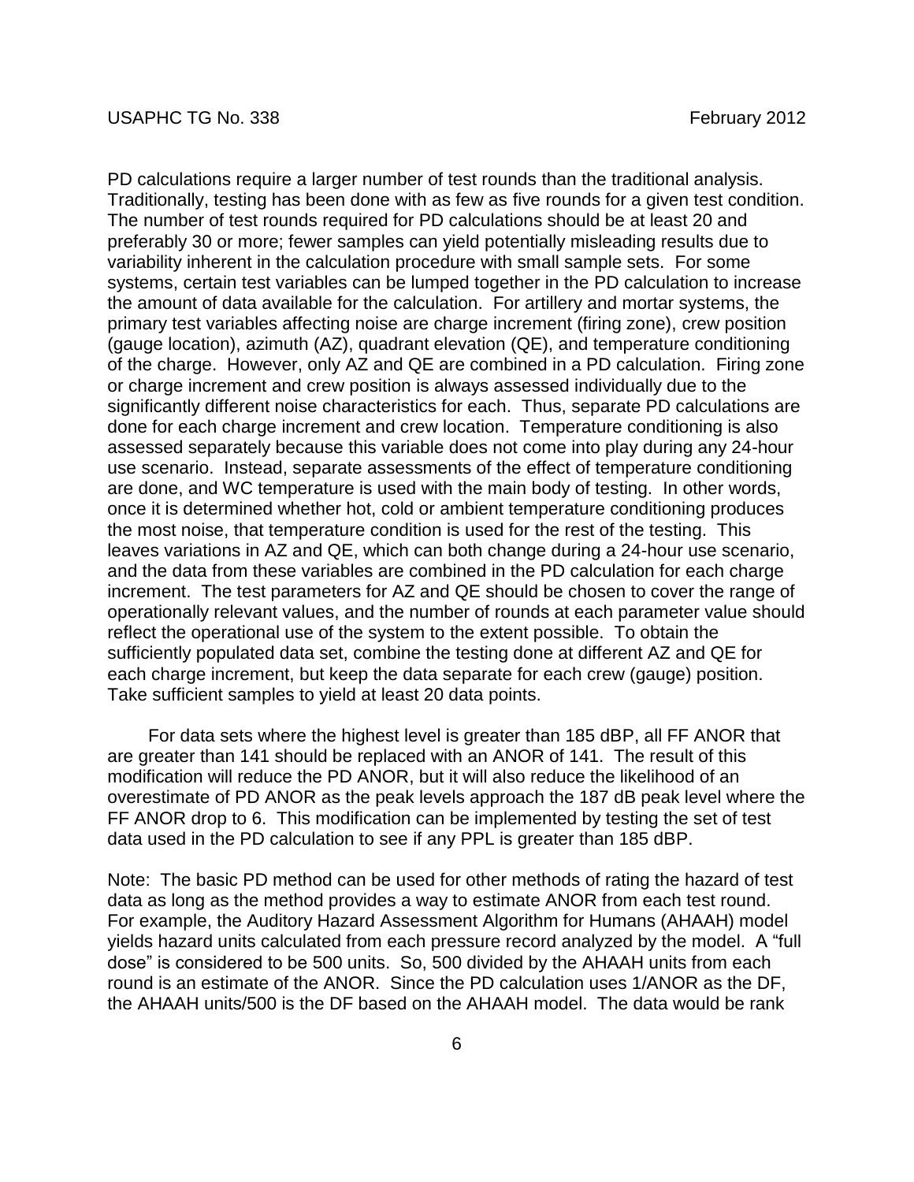PD calculations require a larger number of test rounds than the traditional analysis. Traditionally, testing has been done with as few as five rounds for a given test condition. The number of test rounds required for PD calculations should be at least 20 and preferably 30 or more; fewer samples can yield potentially misleading results due to variability inherent in the calculation procedure with small sample sets. For some systems, certain test variables can be lumped together in the PD calculation to increase the amount of data available for the calculation. For artillery and mortar systems, the primary test variables affecting noise are charge increment (firing zone), crew position (gauge location), azimuth (AZ), quadrant elevation (QE), and temperature conditioning of the charge. However, only AZ and QE are combined in a PD calculation. Firing zone or charge increment and crew position is always assessed individually due to the significantly different noise characteristics for each. Thus, separate PD calculations are done for each charge increment and crew location. Temperature conditioning is also assessed separately because this variable does not come into play during any 24-hour use scenario. Instead, separate assessments of the effect of temperature conditioning are done, and WC temperature is used with the main body of testing. In other words, once it is determined whether hot, cold or ambient temperature conditioning produces the most noise, that temperature condition is used for the rest of the testing. This leaves variations in AZ and QE, which can both change during a 24-hour use scenario, and the data from these variables are combined in the PD calculation for each charge increment. The test parameters for AZ and QE should be chosen to cover the range of operationally relevant values, and the number of rounds at each parameter value should reflect the operational use of the system to the extent possible. To obtain the sufficiently populated data set, combine the testing done at different AZ and QE for each charge increment, but keep the data separate for each crew (gauge) position. Take sufficient samples to yield at least 20 data points.

For data sets where the highest level is greater than 185 dBP, all FF ANOR that are greater than 141 should be replaced with an ANOR of 141. The result of this modification will reduce the PD ANOR, but it will also reduce the likelihood of an overestimate of PD ANOR as the peak levels approach the 187 dB peak level where the FF ANOR drop to 6. This modification can be implemented by testing the set of test data used in the PD calculation to see if any PPL is greater than 185 dBP.

Note: The basic PD method can be used for other methods of rating the hazard of test data as long as the method provides a way to estimate ANOR from each test round. For example, the Auditory Hazard Assessment Algorithm for Humans (AHAAH) model yields hazard units calculated from each pressure record analyzed by the model. A "full dose" is considered to be 500 units. So, 500 divided by the AHAAH units from each round is an estimate of the ANOR. Since the PD calculation uses 1/ANOR as the DF, the AHAAH units/500 is the DF based on the AHAAH model. The data would be rank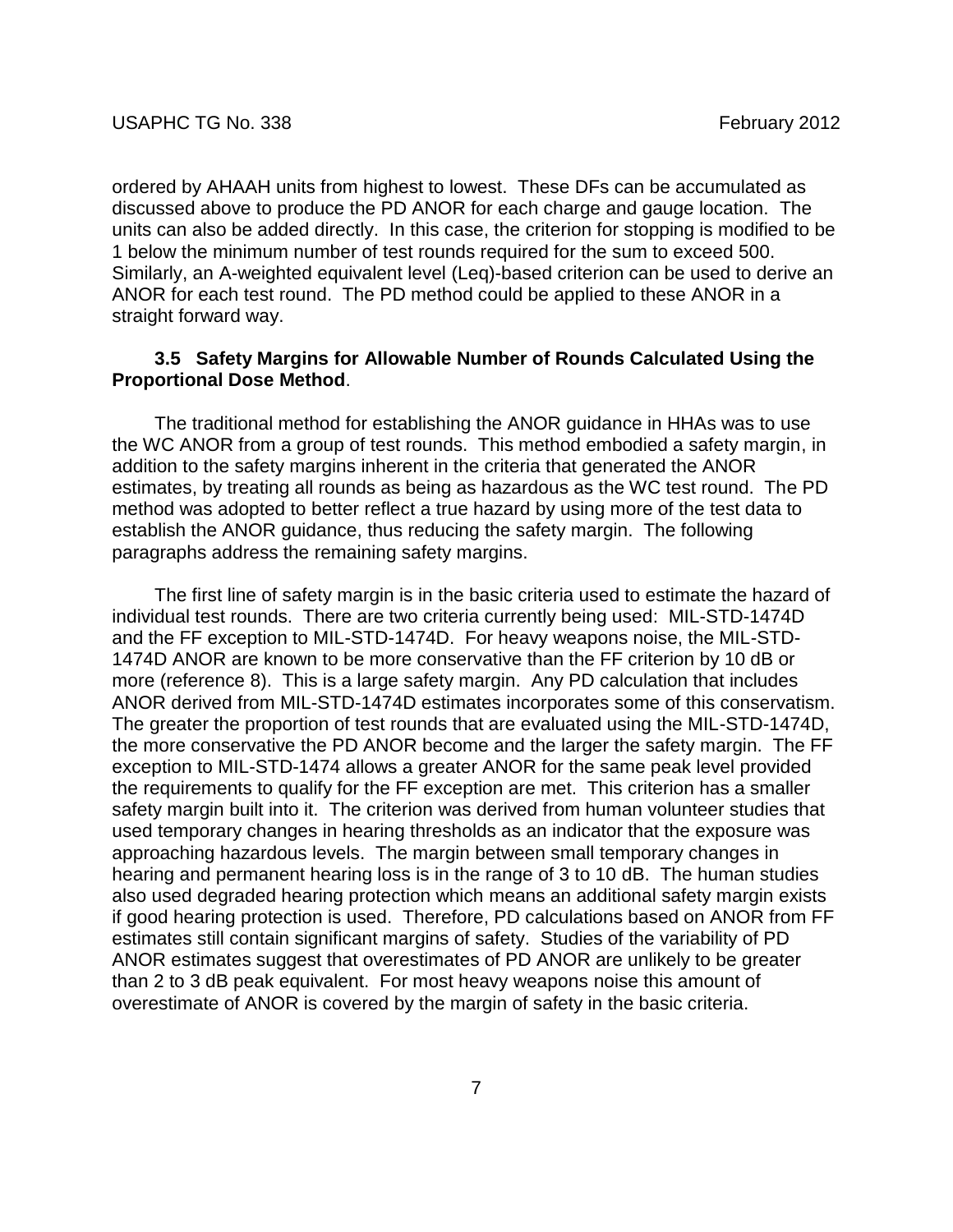ordered by AHAAH units from highest to lowest. These DFs can be accumulated as discussed above to produce the PD ANOR for each charge and gauge location. The units can also be added directly. In this case, the criterion for stopping is modified to be 1 below the minimum number of test rounds required for the sum to exceed 500. Similarly, an A-weighted equivalent level (Leq)-based criterion can be used to derive an ANOR for each test round. The PD method could be applied to these ANOR in a straight forward way.

### 3.5 Safety Margins for Allowable Number of Rounds Calculated Using the Proportional Dose Method.

The traditional method for establishing the ANOR guidance in HHAs was to use the WC ANOR from a group of test rounds. This method embodied a safety margin, in addition to the safety margins inherent in the criteria that generated the ANOR estimates, by treating all rounds as being as hazardous as the WC test round. The PD method was adopted to better reflect a true hazard by using more of the test data to establish the ANOR guidance, thus reducing the safety margin. The following paragraphs address the remaining safety margins.

The first line of safety margin is in the basic criteria used to estimate the hazard of individual test rounds. There are two criteria currently being used: MIL-STD-1474D and the FF exception to MIL-STD-1474D. For heavy weapons noise, the MIL-STD-1474D ANOR are known to be more conservative than the FF criterion by 10 dB or more (reference 8). This is a large safety margin. Any PD calculation that includes ANOR derived from MIL-STD-1474D estimates incorporates some of this conservatism. The greater the proportion of test rounds that are evaluated using the MIL-STD-1474D, the more conservative the PD ANOR become and the larger the safety margin. The FF exception to MIL-STD-1474 allows a greater ANOR for the same peak level provided the requirements to qualify for the FF exception are met. This criterion has a smaller safety margin built into it. The criterion was derived from human volunteer studies that used temporary changes in hearing thresholds as an indicator that the exposure was approaching hazardous levels. The margin between small temporary changes in hearing and permanent hearing loss is in the range of 3 to 10 dB. The human studies also used degraded hearing protection which means an additional safety margin exists if good hearing protection is used. Therefore, PD calculations based on ANOR from FF estimates still contain significant margins of safety. Studies of the variability of PD ANOR estimates suggest that overestimates of PD ANOR are unlikely to be greater than 2 to 3 dB peak equivalent. For most heavy weapons noise this amount of overestimate of ANOR is covered by the margin of safety in the basic criteria.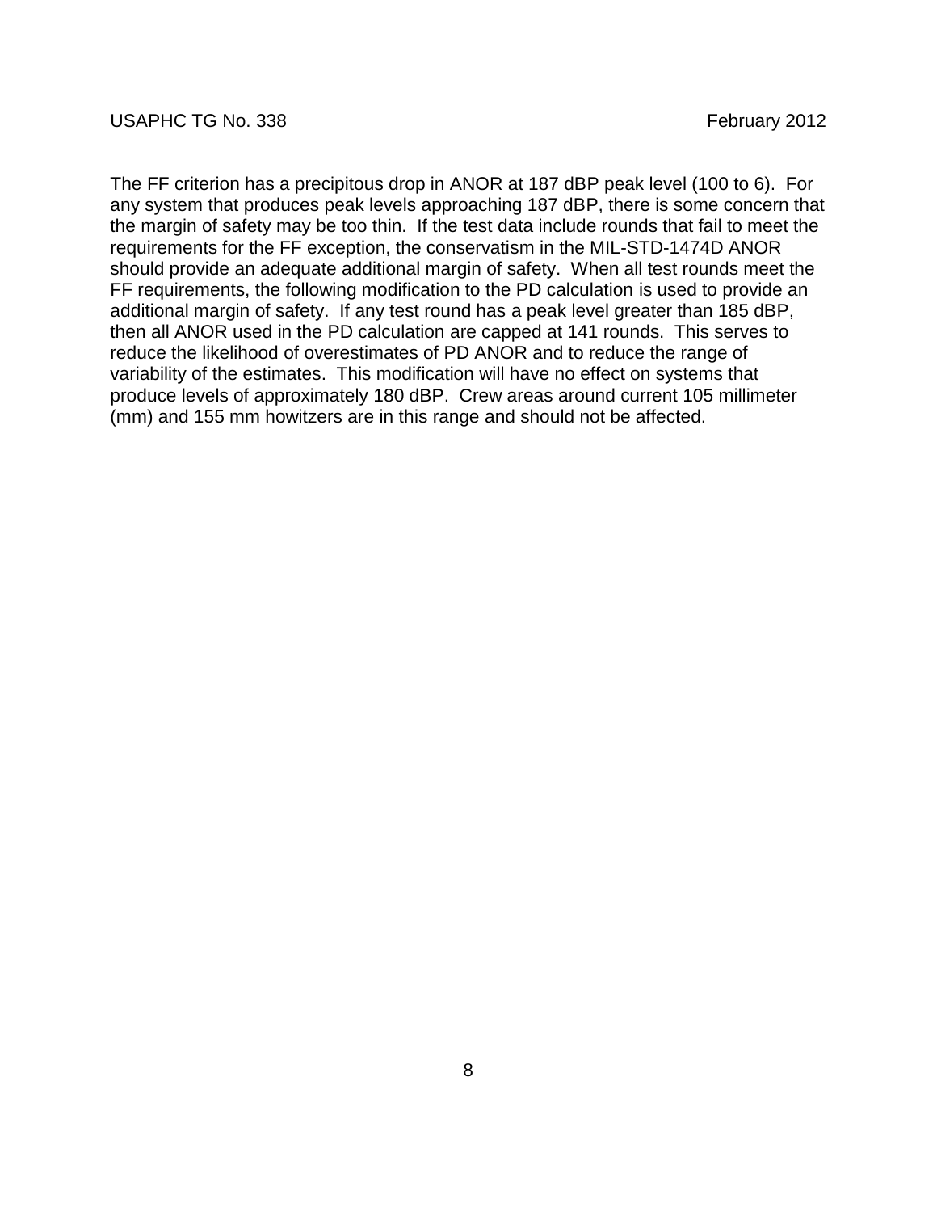The FF criterion has a precipitous drop in ANOR at 187 dBP peak level (100 to 6). For any system that produces peak levels approaching 187 dBP, there is some concern that the margin of safety may be too thin. If the test data include rounds that fail to meet the requirements for the FF exception, the conservatism in the MIL-STD-1474D ANOR should provide an adequate additional margin of safety. When all test rounds meet the FF requirements, the following modification to the PD calculation is used to provide an additional margin of safety. If any test round has a peak level greater than 185 dBP, then all ANOR used in the PD calculation are capped at 141 rounds. This serves to reduce the likelihood of overestimates of PD ANOR and to reduce the range of variability of the estimates. This modification will have no effect on systems that produce levels of approximately 180 dBP. Crew areas around current 105 millimeter (mm) and 155 mm howitzers are in this range and should not be affected.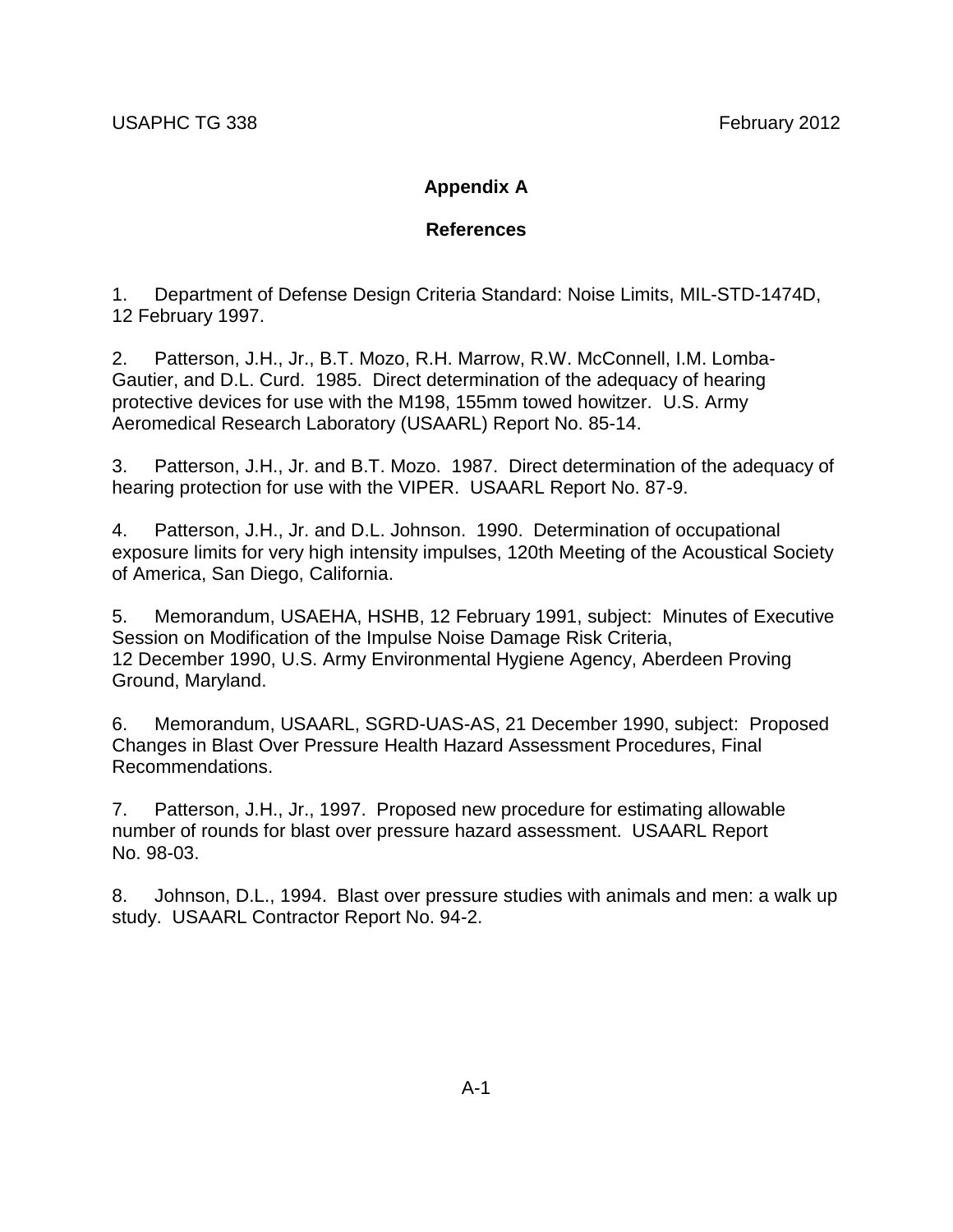# Appendix A

## References

1. Department of Defense Design Criteria Standard: Noise Limits, MIL-STD-1474D, 12 February 1997.

2. Patterson, J.H., Jr., B.T. Mozo, R.H. Marrow, R.W. McConnell, I.M. Lomba-Gautier, and D.L. Curd. 1985. Direct determination of the adequacy of hearing protective devices for use with the M198, 155mm towed howitzer. U.S. Army Aeromedical Research Laboratory (USAARL) Report No. 85-14.

3. Patterson, J.H., Jr. and B.T. Mozo. 1987. Direct determination of the adequacy of hearing protection for use with the VIPER. USAARL Report No. 87-9.

4. Patterson, J.H., Jr. and D.L. Johnson. 1990. Determination of occupational exposure limits for very high intensity impulses, 120th Meeting of the Acoustical Society of America, San Diego, California.

5. Memorandum, USAEHA, HSHB, 12 February 1991, subject: Minutes of Executive Session on Modification of the Impulse Noise Damage Risk Criteria, 12 December 1990, U.S. Army Environmental Hygiene Agency, Aberdeen Proving Ground, Maryland.

6. Memorandum, USAARL, SGRD-UAS-AS, 21 December 1990, subject: Proposed Changes in Blast Over Pressure Health Hazard Assessment Procedures, Final Recommendations.

7. Patterson, J.H., Jr., 1997. Proposed new procedure for estimating allowable number of rounds for blast over pressure hazard assessment. USAARL Report No. 98-03.

8. Johnson, D.L., 1994. Blast over pressure studies with animals and men: a walk up study. USAARL Contractor Report No. 94-2.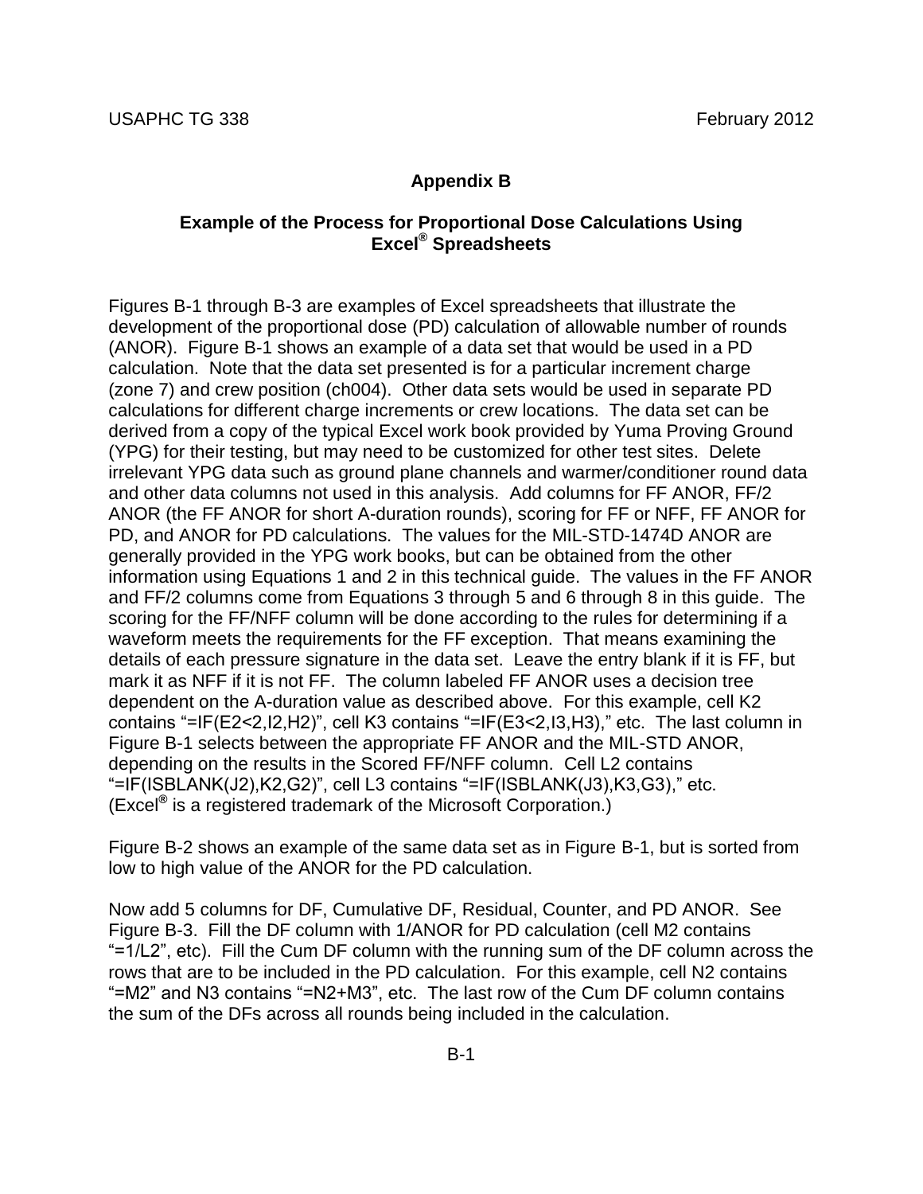## Appendix B

### Example of the Process for Proportional Dose Calculations Using Excel® Spreadsheets

Figures B-1 through B-3 are examples of Excel spreadsheets that illustrate the development of the proportional dose (PD) calculation of allowable number of rounds (ANOR). Figure B-1 shows an example of a data set that would be used in a PD calculation. Note that the data set presented is for a particular increment charge (zone 7) and crew position (ch004). Other data sets would be used in separate PD calculations for different charge increments or crew locations. The data set can be derived from a copy of the typical Excel work book provided by Yuma Proving Ground (YPG) for their testing, but may need to be customized for other test sites. Delete irrelevant YPG data such as ground plane channels and warmer/conditioner round data and other data columns not used in this analysis. Add columns for FF ANOR, FF/2 ANOR (the FF ANOR for short A-duration rounds), scoring for FF or NFF, FF ANOR for PD, and ANOR for PD calculations. The values for the MIL-STD-1474D ANOR are generally provided in the YPG work books, but can be obtained from the other information using Equations 1 and 2 in this technical guide. The values in the FF ANOR and FF/2 columns come from Equations 3 through 5 and 6 through 8 in this guide. The scoring for the FF/NFF column will be done according to the rules for determining if a waveform meets the requirements for the FF exception. That means examining the details of each pressure signature in the data set. Leave the entry blank if it is FF, but mark it as NFF if it is not FF. The column labeled FF ANOR uses a decision tree dependent on the A-duration value as described above. For this example, cell K2 contains "=IF(E2<2,I2,H2)", cell K3 contains "=IF(E3<2,I3,H3)," etc. The last column in Figure B-1 selects between the appropriate FF ANOR and the MIL-STD ANOR, depending on the results in the Scored FF/NFF column. Cell L2 contains "=IF(ISBLANK(J2),K2,G2)", cell L3 contains "=IF(ISBLANK(J3),K3,G3)," etc. (Excel® is a registered trademark of the Microsoft Corporation.)

Figure B-2 shows an example of the same data set as in Figure B-1, but is sorted from low to high value of the ANOR for the PD calculation.

Now add 5 columns for DF, Cumulative DF, Residual, Counter, and PD ANOR. See Figure B-3. Fill the DF column with 1/ANOR for PD calculation (cell M2 contains "=1/L2", etc). Fill the Cum DF column with the running sum of the DF column across the rows that are to be included in the PD calculation. For this example, cell N2 contains "=M2" and N3 contains "=N2+M3", etc. The last row of the Cum DF column contains the sum of the DFs across all rounds being included in the calculation.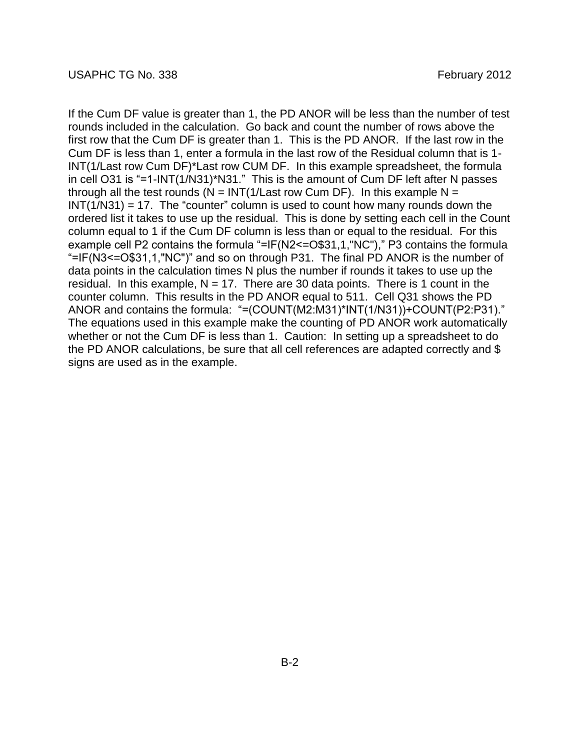If the Cum DF value is greater than 1, the PD ANOR will be less than the number of test rounds included in the calculation. Go back and count the number of rows above the first row that the Cum DF is greater than 1. This is the PD ANOR. If the last row in the Cum DF is less than 1, enter a formula in the last row of the Residual column that is 1-INT(1/Last row Cum DF)*Last row CUM DF. In this example spreadsheet, the formula in cell O31 is "=1-INT(1/N31)*N31." This is the amount of Cum DF left after N passes through all the test rounds (N = INT(1/Last row Cum DF). In this example N = INT(1/N31) = 17. The "counter" column is used to count how many rounds down the ordered list it takes to use up the residual. This is done by setting each cell in the Count column equal to 1 if the Cum DF column is less than or equal to the residual. For this example cell P2 contains the formula "=IF(N2<=O$31,1,"NC")," P3 contains the formula "=IF(N3<=O$31,1,"NC")" and so on through P31. The final PD ANOR is the number of data points in the calculation times N plus the number if rounds it takes to use up the residual. In this example, N = 17. There are 30 data points. There is 1 count in the counter column. This results in the PD ANOR equal to 511. Cell Q31 shows the PD ANOR and contains the formula: "=(COUNT(M2:M31)*INT(1/N31))+COUNT(P2:P31)." The equations used in this example make the counting of PD ANOR work automatically whether or not the Cum DF is less than 1. Caution: In setting up a spreadsheet to do the PD ANOR calculations, be sure that all cell references are adapted correctly and $ signs are used as in the example.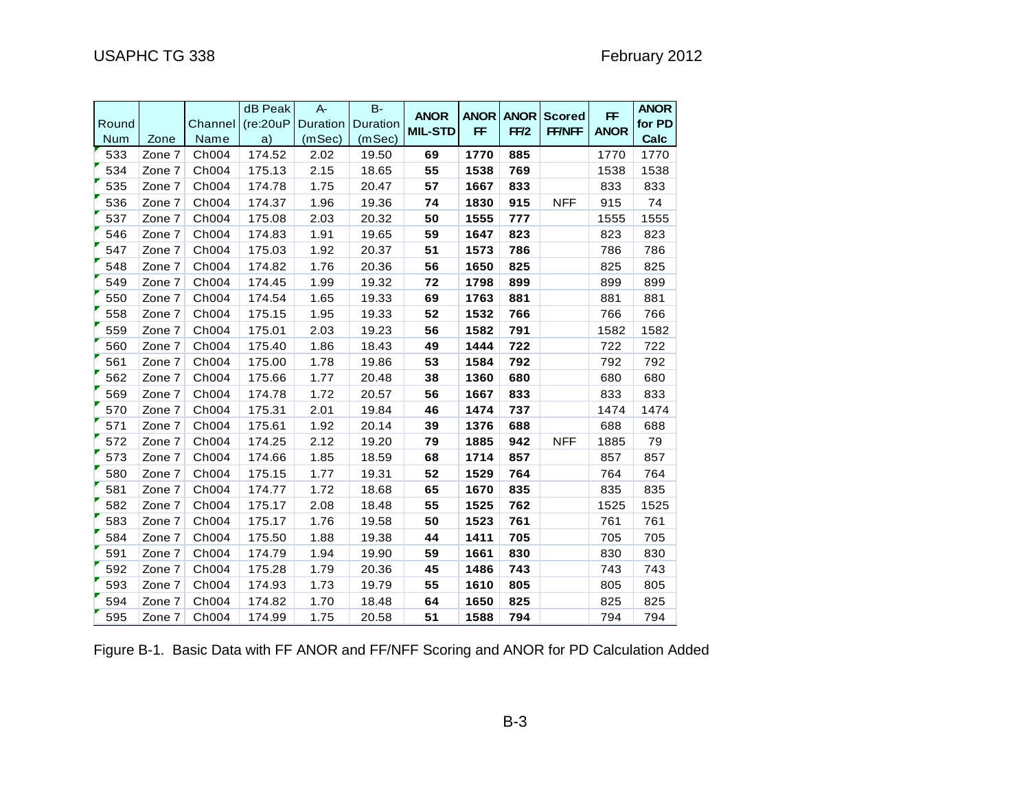| Round Num | Zone | Channel Name | dB Peak (re:20uPa) | A-Duration (mSec) | B-Duration (mSec) | ANOR MIL-STD | ANOR FF | ANOR FF/2 | Scored FF/NFF | FF ANOR | ANOR for PD Calc |
|---|---|---|---|---|---|---|---|---|---|---|---|
| 533 | Zone 7 | Ch004 | 174.52 | 2.02 | 19.50 | **69** | **1770** | **885** | | 1770 | 1770 |
| 534 | Zone 7 | Ch004 | 175.13 | 2.15 | 18.65 | **55** | **1538** | **769** | | 1538 | 1538 |
| 535 | Zone 7 | Ch004 | 174.78 | 1.75 | 20.47 | **57** | **1667** | **833** | | 833 | 833 |
| 536 | Zone 7 | Ch004 | 174.37 | 1.96 | 19.36 | **74** | **1830** | **915** | NFF | 915 | 74 |
| 537 | Zone 7 | Ch004 | 175.08 | 2.03 | 20.32 | **50** | **1555** | **777** | | 1555 | 1555 |
| 546 | Zone 7 | Ch004 | 174.83 | 1.91 | 19.65 | **59** | **1647** | **823** | | 823 | 823 |
| 547 | Zone 7 | Ch004 | 175.03 | 1.92 | 20.37 | **51** | **1573** | **786** | | 786 | 786 |
| 548 | Zone 7 | Ch004 | 174.82 | 1.76 | 20.36 | **56** | **1650** | **825** | | 825 | 825 |
| 549 | Zone 7 | Ch004 | 174.45 | 1.99 | 19.32 | **72** | **1798** | **899** | | 899 | 899 |
| 550 | Zone 7 | Ch004 | 174.54 | 1.65 | 19.33 | **69** | **1763** | **881** | | 881 | 881 |
| 558 | Zone 7 | Ch004 | 175.15 | 1.95 | 19.33 | **52** | **1532** | **766** | | 766 | 766 |
| 559 | Zone 7 | Ch004 | 175.01 | 2.03 | 19.23 | **56** | **1582** | **791** | | 1582 | 1582 |
| 560 | Zone 7 | Ch004 | 175.40 | 1.86 | 18.43 | **49** | **1444** | **722** | | 722 | 722 |
| 561 | Zone 7 | Ch004 | 175.00 | 1.78 | 19.86 | **53** | **1584** | **792** | | 792 | 792 |
| 562 | Zone 7 | Ch004 | 175.66 | 1.77 | 20.48 | **38** | **1360** | **680** | | 680 | 680 |
| 569 | Zone 7 | Ch004 | 174.78 | 1.72 | 20.57 | **56** | **1667** | **833** | | 833 | 833 |
| 570 | Zone 7 | Ch004 | 175.31 | 2.01 | 19.84 | **46** | **1474** | **737** | | 1474 | 1474 |
| 571 | Zone 7 | Ch004 | 175.61 | 1.92 | 20.14 | **39** | **1376** | **688** | | 688 | 688 |
| 572 | Zone 7 | Ch004 | 174.25 | 2.12 | 19.20 | **79** | **1885** | **942** | NFF | 1885 | 79 |
| 573 | Zone 7 | Ch004 | 174.66 | 1.85 | 18.59 | **68** | **1714** | **857** | | 857 | 857 |
| 580 | Zone 7 | Ch004 | 175.15 | 1.77 | 19.31 | **52** | **1529** | **764** | | 764 | 764 |
| 581 | Zone 7 | Ch004 | 174.77 | 1.72 | 18.68 | **65** | **1670** | **835** | | 835 | 835 |
| 582 | Zone 7 | Ch004 | 175.17 | 2.08 | 18.48 | **55** | **1525** | **762** | | 1525 | 1525 |
| 583 | Zone 7 | Ch004 | 175.17 | 1.76 | 19.58 | **50** | **1523** | **761** | | 761 | 761 |
| 584 | Zone 7 | Ch004 | 175.50 | 1.88 | 19.38 | **44** | **1411** | **705** | | 705 | 705 |
| 591 | Zone 7 | Ch004 | 174.79 | 1.94 | 19.90 | **59** | **1661** | **830** | | 830 | 830 |
| 592 | Zone 7 | Ch004 | 175.28 | 1.79 | 20.36 | **45** | **1486** | **743** | | 743 | 743 |
| 593 | Zone 7 | Ch004 | 174.93 | 1.73 | 19.79 | **55** | **1610** | **805** | | 805 | 805 |
| 594 | Zone 7 | Ch004 | 174.82 | 1.70 | 18.48 | **64** | **1650** | **825** | | 825 | 825 |
| 595 | Zone 7 | Ch004 | 174.99 | 1.75 | 20.58 | **51** | **1588** | **794** | | 794 | 794 |

Figure B-1. Basic Data with FF ANOR and FF/NFF Scoring and ANOR for PD Calculation Added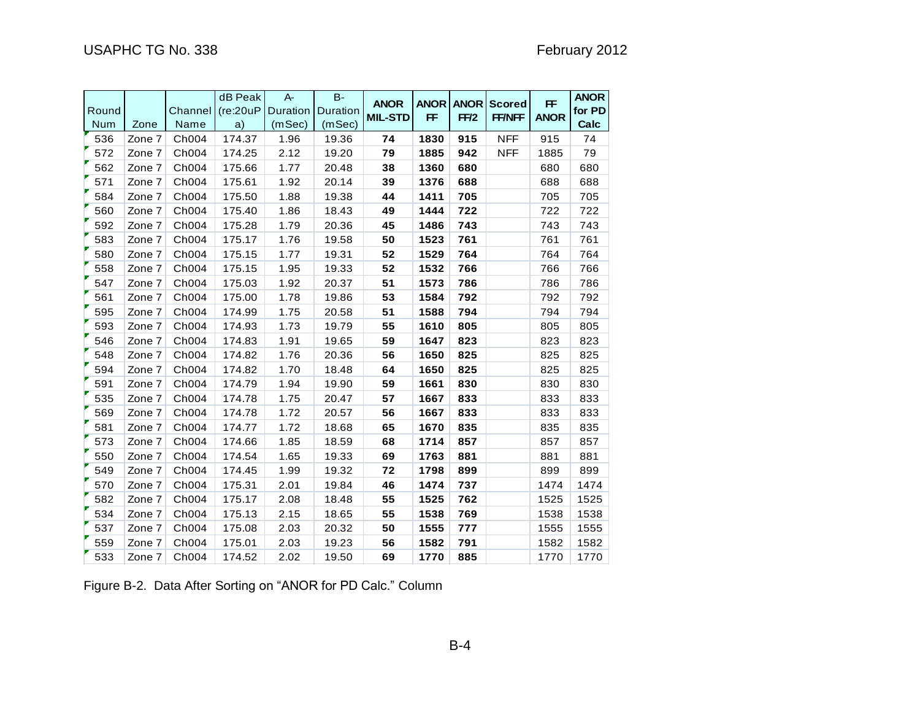| Round Num | Zone | Channel Name | dB Peak (re:20uPa) | A-Duration (mSec) | B-Duration (mSec) | **ANOR MIL-STD** | **ANOR FF** | **ANOR FF/2** | **Scored FF/NFF** | **FF ANOR** | **ANOR for PD Calc** |
|---|---|---|---|---|---|---|---|---|---|---|---|
| 536 | Zone 7 | Ch004 | 174.37 | 1.96 | 19.36 | **74** | **1830** | **915** | NFF | 915 | 74 |
| 572 | Zone 7 | Ch004 | 174.25 | 2.12 | 19.20 | **79** | **1885** | **942** | NFF | 1885 | 79 |
| 562 | Zone 7 | Ch004 | 175.66 | 1.77 | 20.48 | **38** | **1360** | **680** | | 680 | 680 |
| 571 | Zone 7 | Ch004 | 175.61 | 1.92 | 20.14 | **39** | **1376** | **688** | | 688 | 688 |
| 584 | Zone 7 | Ch004 | 175.50 | 1.88 | 19.38 | **44** | **1411** | **705** | | 705 | 705 |
| 560 | Zone 7 | Ch004 | 175.40 | 1.86 | 18.43 | **49** | **1444** | **722** | | 722 | 722 |
| 592 | Zone 7 | Ch004 | 175.28 | 1.79 | 20.36 | **45** | **1486** | **743** | | 743 | 743 |
| 583 | Zone 7 | Ch004 | 175.17 | 1.76 | 19.58 | **50** | **1523** | **761** | | 761 | 761 |
| 580 | Zone 7 | Ch004 | 175.15 | 1.77 | 19.31 | **52** | **1529** | **764** | | 764 | 764 |
| 558 | Zone 7 | Ch004 | 175.15 | 1.95 | 19.33 | **52** | **1532** | **766** | | 766 | 766 |
| 547 | Zone 7 | Ch004 | 175.03 | 1.92 | 20.37 | **51** | **1573** | **786** | | 786 | 786 |
| 561 | Zone 7 | Ch004 | 175.00 | 1.78 | 19.86 | **53** | **1584** | **792** | | 792 | 792 |
| 595 | Zone 7 | Ch004 | 174.99 | 1.75 | 20.58 | **51** | **1588** | **794** | | 794 | 794 |
| 593 | Zone 7 | Ch004 | 174.93 | 1.73 | 19.79 | **55** | **1610** | **805** | | 805 | 805 |
| 546 | Zone 7 | Ch004 | 174.83 | 1.91 | 19.65 | **59** | **1647** | **823** | | 823 | 823 |
| 548 | Zone 7 | Ch004 | 174.82 | 1.76 | 20.36 | **56** | **1650** | **825** | | 825 | 825 |
| 594 | Zone 7 | Ch004 | 174.82 | 1.70 | 18.48 | **64** | **1650** | **825** | | 825 | 825 |
| 591 | Zone 7 | Ch004 | 174.79 | 1.94 | 19.90 | **59** | **1661** | **830** | | 830 | 830 |
| 535 | Zone 7 | Ch004 | 174.78 | 1.75 | 20.47 | **57** | **1667** | **833** | | 833 | 833 |
| 569 | Zone 7 | Ch004 | 174.78 | 1.72 | 20.57 | **56** | **1667** | **833** | | 833 | 833 |
| 581 | Zone 7 | Ch004 | 174.77 | 1.72 | 18.68 | **65** | **1670** | **835** | | 835 | 835 |
| 573 | Zone 7 | Ch004 | 174.66 | 1.85 | 18.59 | **68** | **1714** | **857** | | 857 | 857 |
| 550 | Zone 7 | Ch004 | 174.54 | 1.65 | 19.33 | **69** | **1763** | **881** | | 881 | 881 |
| 549 | Zone 7 | Ch004 | 174.45 | 1.99 | 19.32 | **72** | **1798** | **899** | | 899 | 899 |
| 570 | Zone 7 | Ch004 | 175.31 | 2.01 | 19.84 | **46** | **1474** | **737** | | 1474 | 1474 |
| 582 | Zone 7 | Ch004 | 175.17 | 2.08 | 18.48 | **55** | **1525** | **762** | | 1525 | 1525 |
| 534 | Zone 7 | Ch004 | 175.13 | 2.15 | 18.65 | **55** | **1538** | **769** | | 1538 | 1538 |
| 537 | Zone 7 | Ch004 | 175.08 | 2.03 | 20.32 | **50** | **1555** | **777** | | 1555 | 1555 |
| 559 | Zone 7 | Ch004 | 175.01 | 2.03 | 19.23 | **56** | **1582** | **791** | | 1582 | 1582 |
| 533 | Zone 7 | Ch004 | 174.52 | 2.02 | 19.50 | **69** | **1770** | **885** | | 1770 | 1770 |

Figure B-2. Data After Sorting on "ANOR for PD Calc." Column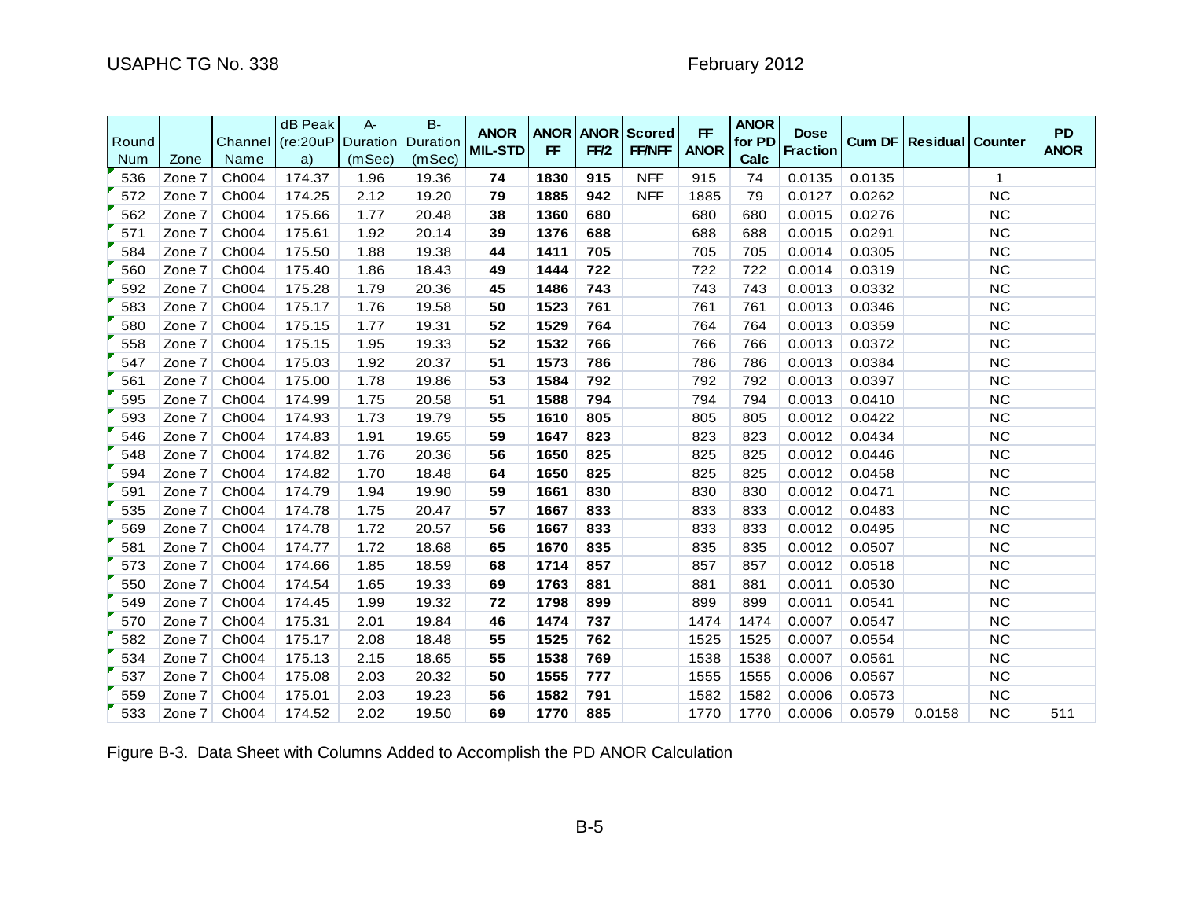| Round Num | Zone | Channel Name | dB Peak (re:20uPa) | A-Duration (mSec) | B-Duration (mSec) | ANOR MIL-STD | ANOR FF | ANOR FF/2 | Scored FF/NFF | FF ANOR | ANOR for PD Calc | Dose Fraction | Cum DF | Residual | Counter | PD ANOR |
|---|---|---|---|---|---|---|---|---|---|---|---|---|---|---|---|---|
| 536 | Zone 7 | Ch004 | 174.37 | 1.96 | 19.36 | **74** | **1830** | **915** | NFF | 915 | 74 | 0.0135 | 0.0135 | | 1 | |
| 572 | Zone 7 | Ch004 | 174.25 | 2.12 | 19.20 | **79** | **1885** | **942** | NFF | 1885 | 79 | 0.0127 | 0.0262 | | NC | |
| 562 | Zone 7 | Ch004 | 175.66 | 1.77 | 20.48 | **38** | **1360** | **680** | | 680 | 680 | 0.0015 | 0.0276 | | NC | |
| 571 | Zone 7 | Ch004 | 175.61 | 1.92 | 20.14 | **39** | **1376** | **688** | | 688 | 688 | 0.0015 | 0.0291 | | NC | |
| 584 | Zone 7 | Ch004 | 175.50 | 1.88 | 19.38 | **44** | **1411** | **705** | | 705 | 705 | 0.0014 | 0.0305 | | NC | |
| 560 | Zone 7 | Ch004 | 175.40 | 1.86 | 18.43 | **49** | **1444** | **722** | | 722 | 722 | 0.0014 | 0.0319 | | NC | |
| 592 | Zone 7 | Ch004 | 175.28 | 1.79 | 20.36 | **45** | **1486** | **743** | | 743 | 743 | 0.0013 | 0.0332 | | NC | |
| 583 | Zone 7 | Ch004 | 175.17 | 1.76 | 19.58 | **50** | **1523** | **761** | | 761 | 761 | 0.0013 | 0.0346 | | NC | |
| 580 | Zone 7 | Ch004 | 175.15 | 1.77 | 19.31 | **52** | **1529** | **764** | | 764 | 764 | 0.0013 | 0.0359 | | NC | |
| 558 | Zone 7 | Ch004 | 175.15 | 1.95 | 19.33 | **52** | **1532** | **766** | | 766 | 766 | 0.0013 | 0.0372 | | NC | |
| 547 | Zone 7 | Ch004 | 175.03 | 1.92 | 20.37 | **51** | **1573** | **786** | | 786 | 786 | 0.0013 | 0.0384 | | NC | |
| 561 | Zone 7 | Ch004 | 175.00 | 1.78 | 19.86 | **53** | **1584** | **792** | | 792 | 792 | 0.0013 | 0.0397 | | NC | |
| 595 | Zone 7 | Ch004 | 174.99 | 1.75 | 20.58 | **51** | **1588** | **794** | | 794 | 794 | 0.0013 | 0.0410 | | NC | |
| 593 | Zone 7 | Ch004 | 174.93 | 1.73 | 19.79 | **55** | **1610** | **805** | | 805 | 805 | 0.0012 | 0.0422 | | NC | |
| 546 | Zone 7 | Ch004 | 174.83 | 1.91 | 19.65 | **59** | **1647** | **823** | | 823 | 823 | 0.0012 | 0.0434 | | NC | |
| 548 | Zone 7 | Ch004 | 174.82 | 1.76 | 20.36 | **56** | **1650** | **825** | | 825 | 825 | 0.0012 | 0.0446 | | NC | |
| 594 | Zone 7 | Ch004 | 174.82 | 1.70 | 18.48 | **64** | **1650** | **825** | | 825 | 825 | 0.0012 | 0.0458 | | NC | |
| 591 | Zone 7 | Ch004 | 174.79 | 1.94 | 19.90 | **59** | **1661** | **830** | | 830 | 830 | 0.0012 | 0.0471 | | NC | |
| 535 | Zone 7 | Ch004 | 174.78 | 1.75 | 20.47 | **57** | **1667** | **833** | | 833 | 833 | 0.0012 | 0.0483 | | NC | |
| 569 | Zone 7 | Ch004 | 174.78 | 1.72 | 20.57 | **56** | **1667** | **833** | | 833 | 833 | 0.0012 | 0.0495 | | NC | |
| 581 | Zone 7 | Ch004 | 174.77 | 1.72 | 18.68 | **65** | **1670** | **835** | | 835 | 835 | 0.0012 | 0.0507 | | NC | |
| 573 | Zone 7 | Ch004 | 174.66 | 1.85 | 18.59 | **68** | **1714** | **857** | | 857 | 857 | 0.0012 | 0.0518 | | NC | |
| 550 | Zone 7 | Ch004 | 174.54 | 1.65 | 19.33 | **69** | **1763** | **881** | | 881 | 881 | 0.0011 | 0.0530 | | NC | |
| 549 | Zone 7 | Ch004 | 174.45 | 1.99 | 19.32 | **72** | **1798** | **899** | | 899 | 899 | 0.0011 | 0.0541 | | NC | |
| 570 | Zone 7 | Ch004 | 175.31 | 2.01 | 19.84 | **46** | **1474** | **737** | | 1474 | 1474 | 0.0007 | 0.0547 | | NC | |
| 582 | Zone 7 | Ch004 | 175.17 | 2.08 | 18.48 | **55** | **1525** | **762** | | 1525 | 1525 | 0.0007 | 0.0554 | | NC | |
| 534 | Zone 7 | Ch004 | 175.13 | 2.15 | 18.65 | **55** | **1538** | **769** | | 1538 | 1538 | 0.0007 | 0.0561 | | NC | |
| 537 | Zone 7 | Ch004 | 175.08 | 2.03 | 20.32 | **50** | **1555** | **777** | | 1555 | 1555 | 0.0006 | 0.0567 | | NC | |
| 559 | Zone 7 | Ch004 | 175.01 | 2.03 | 19.23 | **56** | **1582** | **791** | | 1582 | 1582 | 0.0006 | 0.0573 | | NC | |
| 533 | Zone 7 | Ch004 | 174.52 | 2.02 | 19.50 | **69** | **1770** | **885** | | 1770 | 1770 | 0.0006 | 0.0579 | 0.0158 | NC | 511 |

Figure B-3. Data Sheet with Columns Added to Accomplish the PD ANOR Calculation